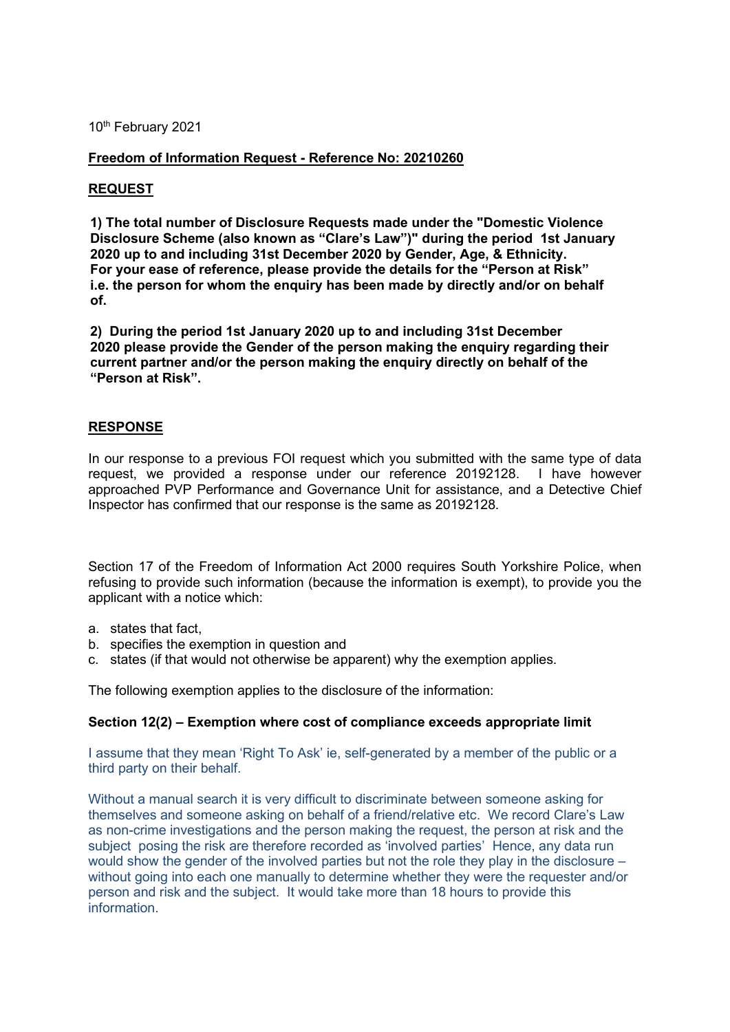10th February 2021

**Freedom of Information Request - Reference No: 20210260**

**REQUEST**

**1) The total number of Disclosure Requests made under the "Domestic Violence Disclosure Scheme (also known as "Clare's Law")" during the period 1st January 2020 up to and including 31st December 2020 by Gender, Age, & Ethnicity. For your ease of reference, please provide the details for the "Person at Risk" i.e. the person for whom the enquiry has been made by directly and/or on behalf of.**

**2) During the period 1st January 2020 up to and including 31st December 2020 please provide the Gender of the person making the enquiry regarding their current partner and/or the person making the enquiry directly on behalf of the "Person at Risk".**

**RESPONSE**

In our response to a previous FOI request which you submitted with the same type of data request, we provided a response under our reference 20192128. I have however approached PVP Performance and Governance Unit for assistance, and a Detective Chief Inspector has confirmed that our response is the same as 20192128.

Section 17 of the Freedom of Information Act 2000 requires South Yorkshire Police, when refusing to provide such information (because the information is exempt), to provide you the applicant with a notice which:

a. states that fact,
b. specifies the exemption in question and
c. states (if that would not otherwise be apparent) why the exemption applies.

The following exemption applies to the disclosure of the information:

**Section 12(2) – Exemption where cost of compliance exceeds appropriate limit**

I assume that they mean 'Right To Ask' ie, self-generated by a member of the public or a third party on their behalf.

Without a manual search it is very difficult to discriminate between someone asking for themselves and someone asking on behalf of a friend/relative etc. We record Clare's Law as non-crime investigations and the person making the request, the person at risk and the subject posing the risk are therefore recorded as 'involved parties' Hence, any data run would show the gender of the involved parties but not the role they play in the disclosure – without going into each one manually to determine whether they were the requester and/or person and risk and the subject. It would take more than 18 hours to provide this information.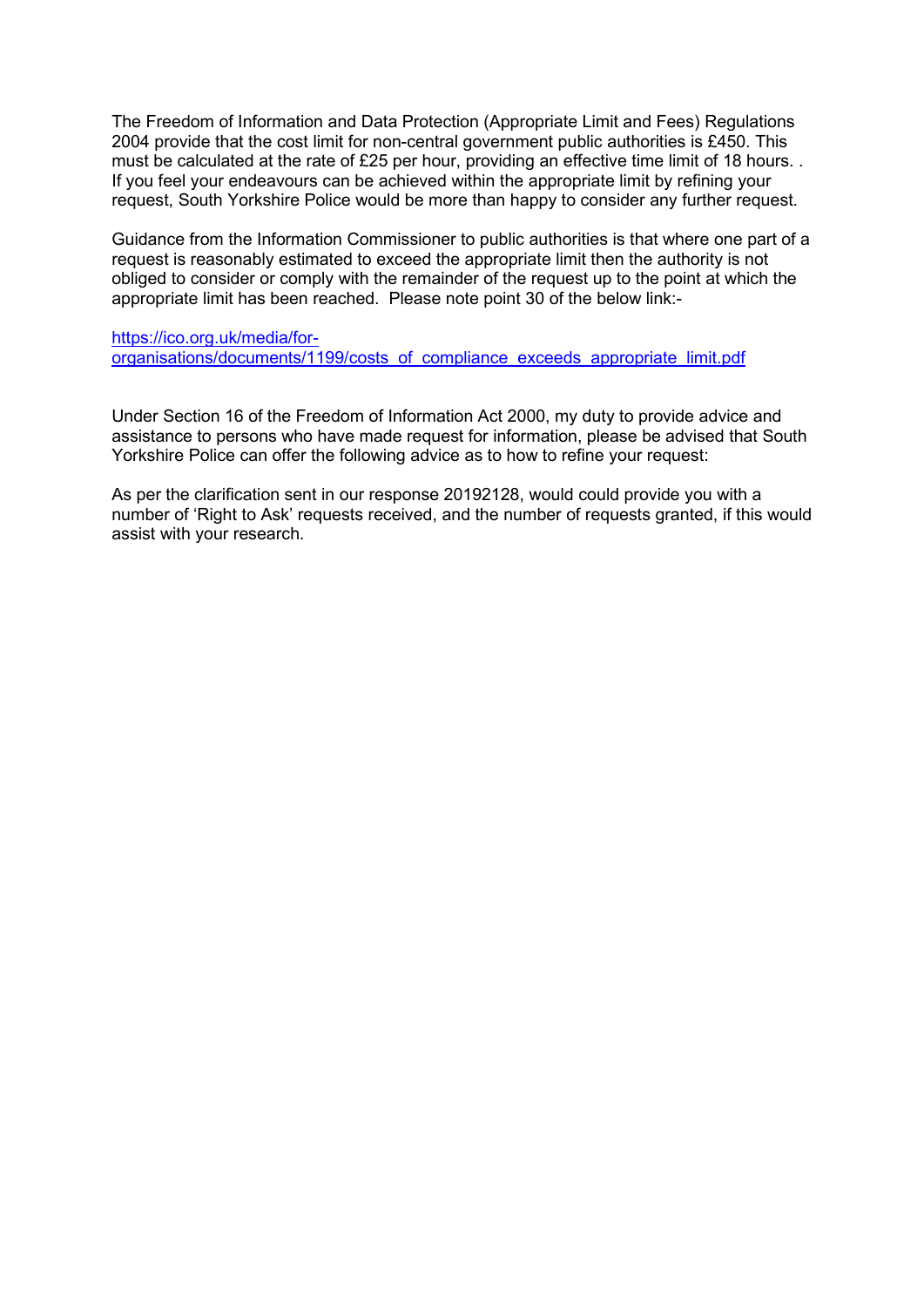The Freedom of Information and Data Protection (Appropriate Limit and Fees) Regulations 2004 provide that the cost limit for non-central government public authorities is £450. This must be calculated at the rate of £25 per hour, providing an effective time limit of 18 hours. . If you feel your endeavours can be achieved within the appropriate limit by refining your request, South Yorkshire Police would be more than happy to consider any further request.

Guidance from the Information Commissioner to public authorities is that where one part of a request is reasonably estimated to exceed the appropriate limit then the authority is not obliged to consider or comply with the remainder of the request up to the point at which the appropriate limit has been reached. Please note point 30 of the below link:-

https://ico.org.uk/media/for-organisations/documents/1199/costs_of_compliance_exceeds_appropriate_limit.pdf

Under Section 16 of the Freedom of Information Act 2000, my duty to provide advice and assistance to persons who have made request for information, please be advised that South Yorkshire Police can offer the following advice as to how to refine your request:

As per the clarification sent in our response 20192128, would could provide you with a number of 'Right to Ask' requests received, and the number of requests granted, if this would assist with your research.